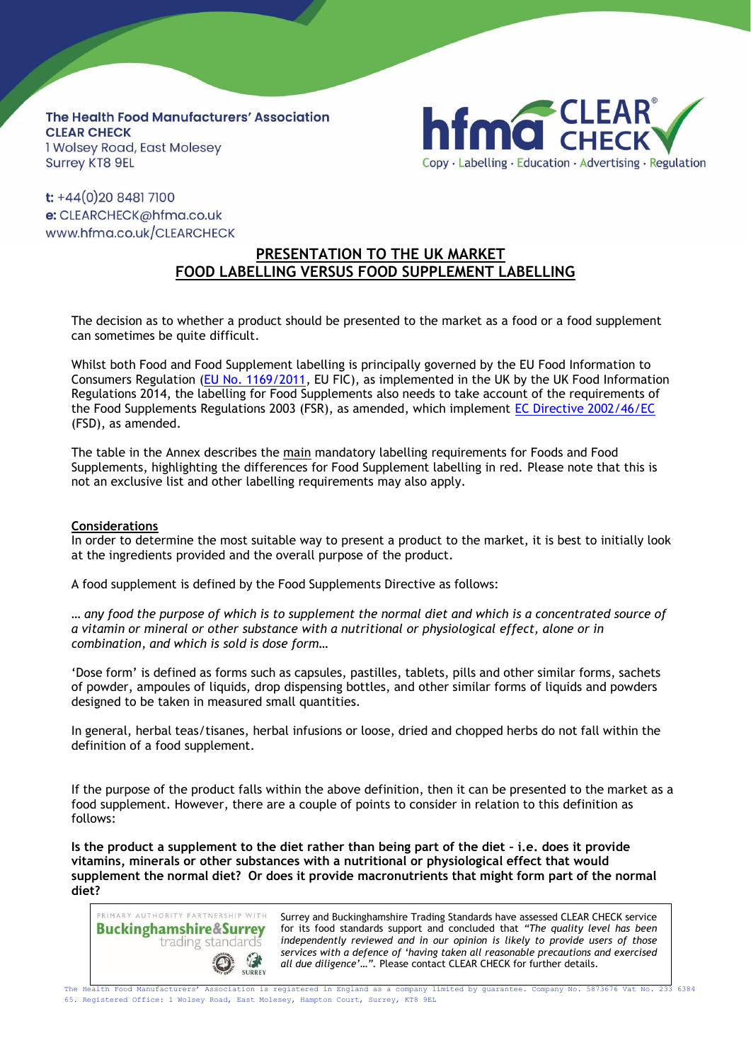**The Health Food Manufacturers' Association**
**CLEAR CHECK**
1 Wolsey Road, East Molesey
Surrey KT8 9EL

**t:** +44(0)20 8481 7100
**e:** CLEARCHECK@hfma.co.uk
www.hfma.co.uk/CLEARCHECK

hfma CLEAR CHECK
Copy · Labelling · Education · Advertising · Regulation

# PRESENTATION TO THE UK MARKET
# FOOD LABELLING VERSUS FOOD SUPPLEMENT LABELLING

The decision as to whether a product should be presented to the market as a food or a food supplement can sometimes be quite difficult.

Whilst both Food and Food Supplement labelling is principally governed by the EU Food Information to Consumers Regulation (EU No. 1169/2011, EU FIC), as implemented in the UK by the UK Food Information Regulations 2014, the labelling for Food Supplements also needs to take account of the requirements of the Food Supplements Regulations 2003 (FSR), as amended, which implement EC Directive 2002/46/EC (FSD), as amended.

The table in the Annex describes the main mandatory labelling requirements for Foods and Food Supplements, highlighting the differences for Food Supplement labelling in red. Please note that this is not an exclusive list and other labelling requirements may also apply.

## Considerations

In order to determine the most suitable way to present a product to the market, it is best to initially look at the ingredients provided and the overall purpose of the product.

A food supplement is defined by the Food Supplements Directive as follows:

*… any food the purpose of which is to supplement the normal diet and which is a concentrated source of a vitamin or mineral or other substance with a nutritional or physiological effect, alone or in combination, and which is sold is dose form…*

'Dose form' is defined as forms such as capsules, pastilles, tablets, pills and other similar forms, sachets of powder, ampoules of liquids, drop dispensing bottles, and other similar forms of liquids and powders designed to be taken in measured small quantities.

In general, herbal teas/tisanes, herbal infusions or loose, dried and chopped herbs do not fall within the definition of a food supplement.

If the purpose of the product falls within the above definition, then it can be presented to the market as a food supplement. However, there are a couple of points to consider in relation to this definition as follows:

**Is the product a supplement to the diet rather than being part of the diet – i.e. does it provide vitamins, minerals or other substances with a nutritional or physiological effect that would supplement the normal diet? Or does it provide macronutrients that might form part of the normal diet?**

PRIMARY AUTHORITY PARTNERSHIP WITH Buckinghamshire&Surrey trading standards

Surrey and Buckinghamshire Trading Standards have assessed CLEAR CHECK service for its food standards support and concluded that *"The quality level has been independently reviewed and in our opinion is likely to provide users of those services with a defence of 'having taken all reasonable precautions and exercised all due diligence'…"*. Please contact CLEAR CHECK for further details.

The Health Food Manufacturers' Association is registered in England as a company limited by guarantee. Company No. 5873676 Vat No. 233 6384 65. Registered Office: 1 Wolsey Road, East Molesey, Hampton Court, Surrey, KT8 9EL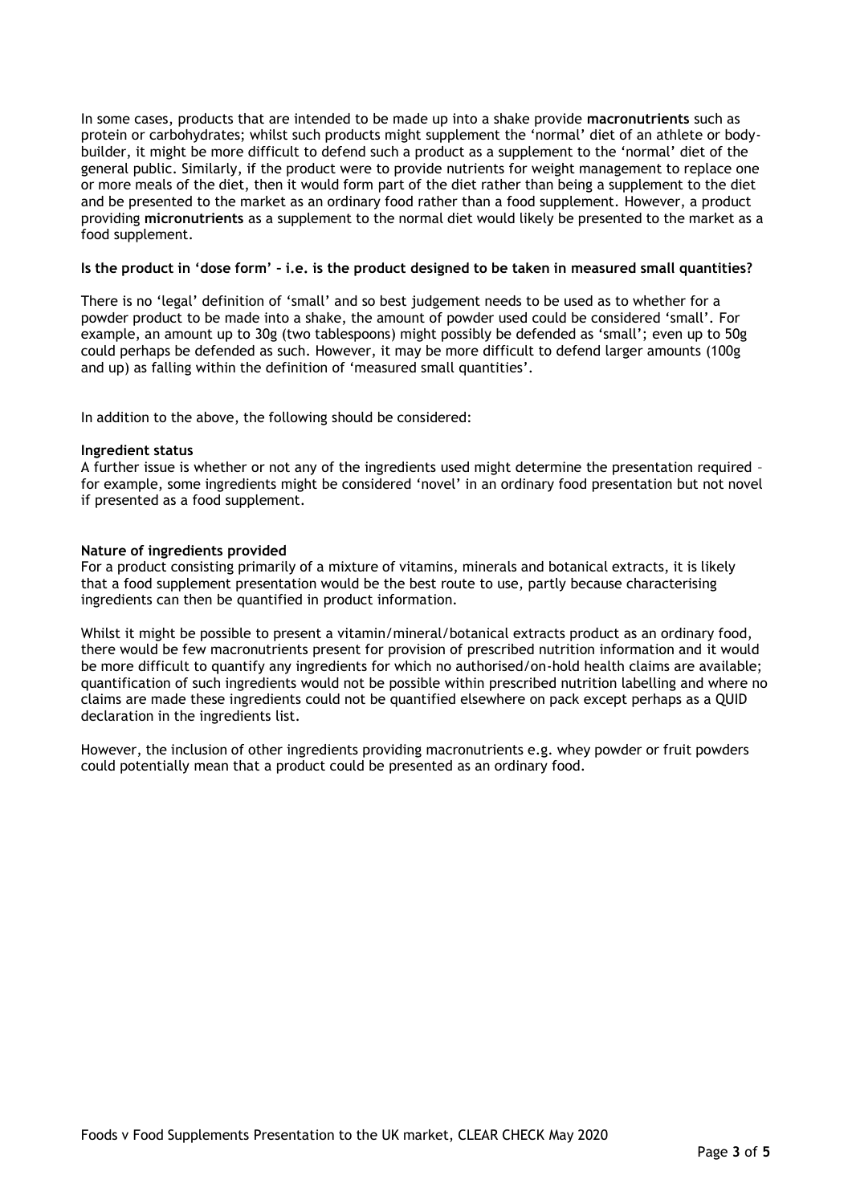In some cases, products that are intended to be made up into a shake provide **macronutrients** such as protein or carbohydrates; whilst such products might supplement the 'normal' diet of an athlete or body-builder, it might be more difficult to defend such a product as a supplement to the 'normal' diet of the general public. Similarly, if the product were to provide nutrients for weight management to replace one or more meals of the diet, then it would form part of the diet rather than being a supplement to the diet and be presented to the market as an ordinary food rather than a food supplement. However, a product providing **micronutrients** as a supplement to the normal diet would likely be presented to the market as a food supplement.

**Is the product in 'dose form' – i.e. is the product designed to be taken in measured small quantities?**

There is no 'legal' definition of 'small' and so best judgement needs to be used as to whether for a powder product to be made into a shake, the amount of powder used could be considered 'small'. For example, an amount up to 30g (two tablespoons) might possibly be defended as 'small'; even up to 50g could perhaps be defended as such. However, it may be more difficult to defend larger amounts (100g and up) as falling within the definition of 'measured small quantities'.

In addition to the above, the following should be considered:

**Ingredient status**

A further issue is whether or not any of the ingredients used might determine the presentation required – for example, some ingredients might be considered 'novel' in an ordinary food presentation but not novel if presented as a food supplement.

**Nature of ingredients provided**

For a product consisting primarily of a mixture of vitamins, minerals and botanical extracts, it is likely that a food supplement presentation would be the best route to use, partly because characterising ingredients can then be quantified in product information.

Whilst it might be possible to present a vitamin/mineral/botanical extracts product as an ordinary food, there would be few macronutrients present for provision of prescribed nutrition information and it would be more difficult to quantify any ingredients for which no authorised/on-hold health claims are available; quantification of such ingredients would not be possible within prescribed nutrition labelling and where no claims are made these ingredients could not be quantified elsewhere on pack except perhaps as a QUID declaration in the ingredients list.

However, the inclusion of other ingredients providing macronutrients e.g. whey powder or fruit powders could potentially mean that a product could be presented as an ordinary food.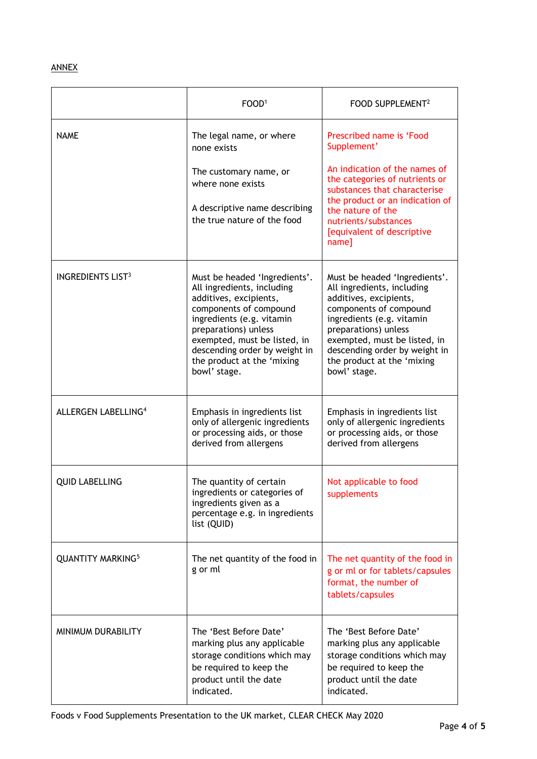ANNEX

| | FOOD[1] | FOOD SUPPLEMENT[2] |
|---|---|---|
| NAME | The legal name, or where none exists<br><br>The customary name, or where none exists<br><br>A descriptive name describing the true nature of the food | Prescribed name is 'Food Supplement'<br><br>An indication of the names of the categories of nutrients or substances that characterise the product or an indication of the nature of the nutrients/substances [equivalent of descriptive name] |
| INGREDIENTS LIST[3] | Must be headed 'Ingredients'. All ingredients, including additives, excipients, components of compound ingredients (e.g. vitamin preparations) unless exempted, must be listed, in descending order by weight in the product at the 'mixing bowl' stage. | Must be headed 'Ingredients'. All ingredients, including additives, excipients, components of compound ingredients (e.g. vitamin preparations) unless exempted, must be listed, in descending order by weight in the product at the 'mixing bowl' stage. |
| ALLERGEN LABELLING[4] | Emphasis in ingredients list only of allergenic ingredients or processing aids, or those derived from allergens | Emphasis in ingredients list only of allergenic ingredients or processing aids, or those derived from allergens |
| QUID LABELLING | The quantity of certain ingredients or categories of ingredients given as a percentage e.g. in ingredients list (QUID) | Not applicable to food supplements |
| QUANTITY MARKING[5] | The net quantity of the food in g or ml | The net quantity of the food in g or ml or for tablets/capsules format, the number of tablets/capsules |
| MINIMUM DURABILITY | The 'Best Before Date' marking plus any applicable storage conditions which may be required to keep the product until the date indicated. | The 'Best Before Date' marking plus any applicable storage conditions which may be required to keep the product until the date indicated. |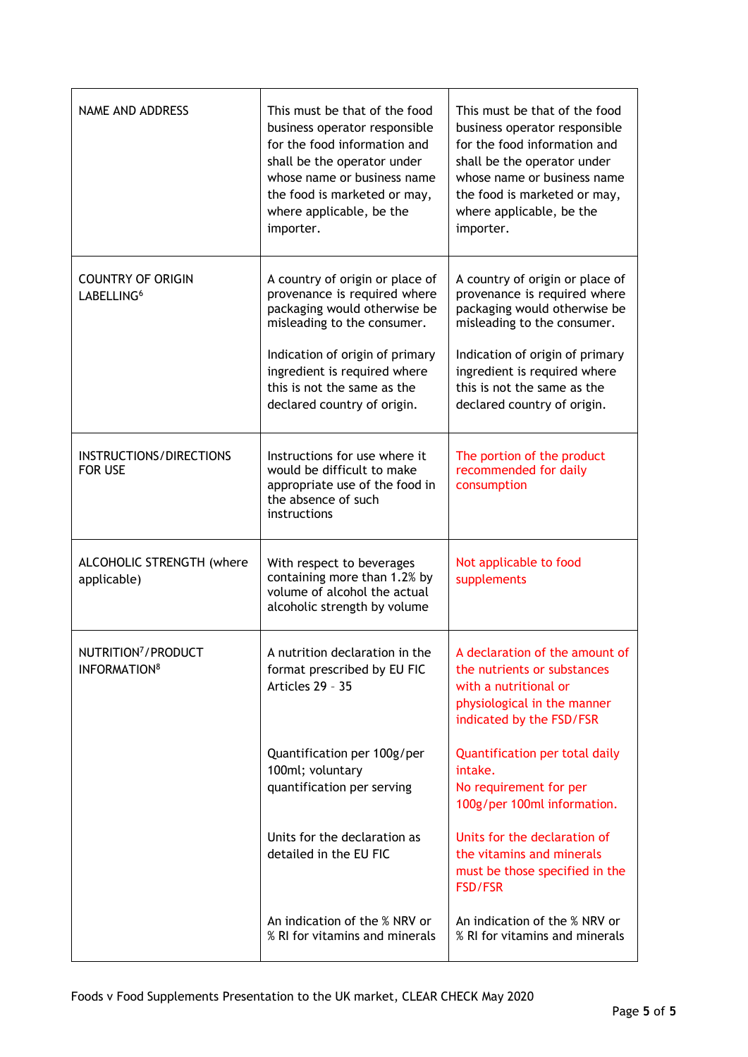| NAME AND ADDRESS | This must be that of the food business operator responsible for the food information and shall be the operator under whose name or business name the food is marketed or may, where applicable, be the importer. | This must be that of the food business operator responsible for the food information and shall be the operator under whose name or business name the food is marketed or may, where applicable, be the importer. |
|---|---|---|
| COUNTRY OF ORIGIN LABELLING[6] | A country of origin or place of provenance is required where packaging would otherwise be misleading to the consumer.<br><br>Indication of origin of primary ingredient is required where this is not the same as the declared country of origin. | A country of origin or place of provenance is required where packaging would otherwise be misleading to the consumer.<br><br>Indication of origin of primary ingredient is required where this is not the same as the declared country of origin. |
| INSTRUCTIONS/DIRECTIONS FOR USE | Instructions for use where it would be difficult to make appropriate use of the food in the absence of such instructions | The portion of the product recommended for daily consumption |
| ALCOHOLIC STRENGTH (where applicable) | With respect to beverages containing more than 1.2% by volume of alcohol the actual alcoholic strength by volume | Not applicable to food supplements |
| NUTRITION[7]/PRODUCT INFORMATION[8] | A nutrition declaration in the format prescribed by EU FIC Articles 29 – 35<br><br>Quantification per 100g/per 100ml; voluntary quantification per serving<br><br>Units for the declaration as detailed in the EU FIC<br><br>An indication of the % NRV or % RI for vitamins and minerals | A declaration of the amount of the nutrients or substances with a nutritional or physiological in the manner indicated by the FSD/FSR<br><br>Quantification per total daily intake.<br>No requirement for per 100g/per 100ml information.<br><br>Units for the declaration of the vitamins and minerals must be those specified in the FSD/FSR<br><br>An indication of the % NRV or % RI for vitamins and minerals |

Foods v Food Supplements Presentation to the UK market, CLEAR CHECK May 2020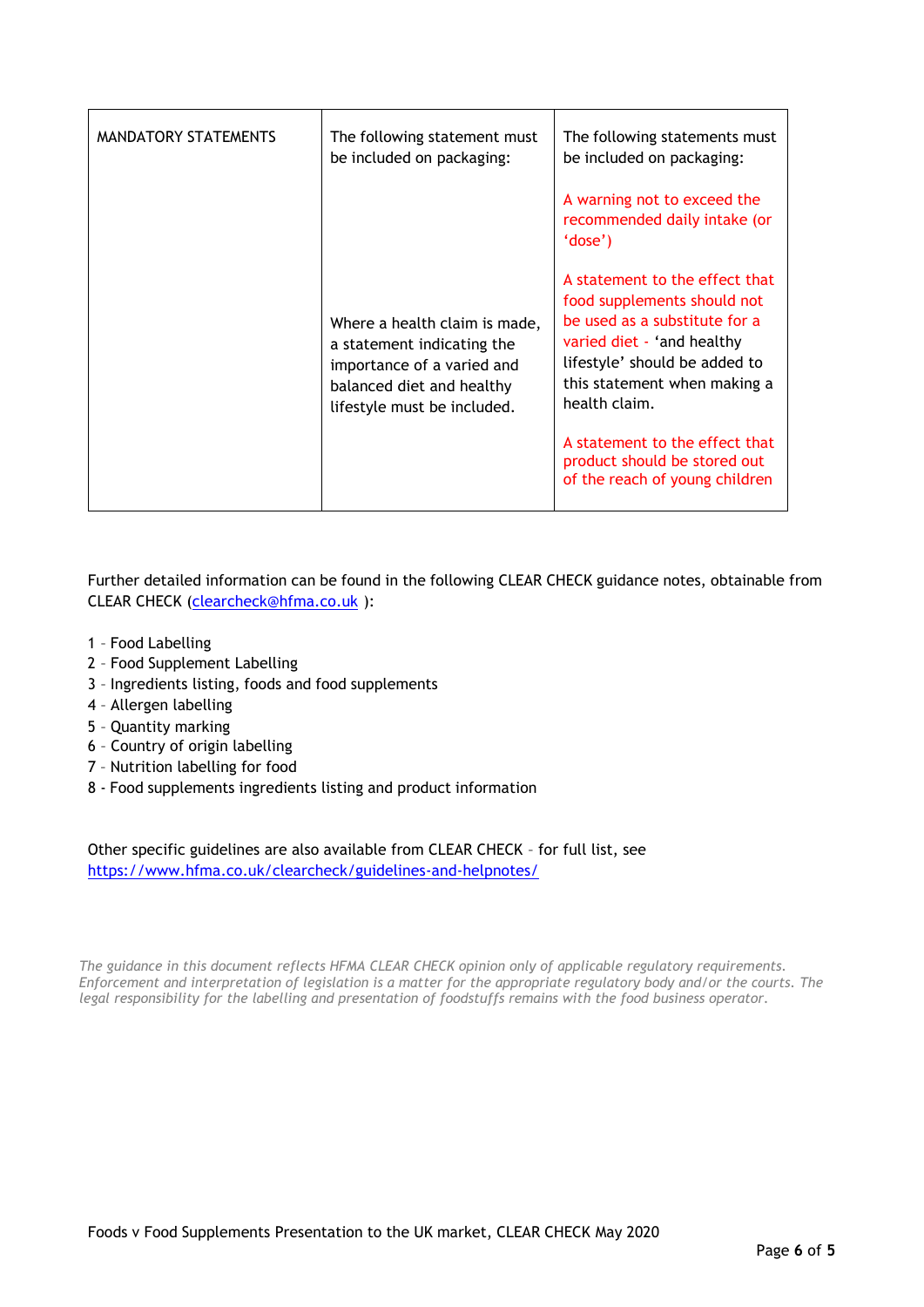| | | |
|---|---|---|
| MANDATORY STATEMENTS | The following statement must be included on packaging:<br><br>Where a health claim is made, a statement indicating the importance of a varied and balanced diet and healthy lifestyle must be included. | The following statements must be included on packaging:<br><br>A warning not to exceed the recommended daily intake (or 'dose')<br><br>A statement to the effect that food supplements should not be used as a substitute for a varied diet - 'and healthy lifestyle' should be added to this statement when making a health claim.<br><br>A statement to the effect that product should be stored out of the reach of young children |

Further detailed information can be found in the following CLEAR CHECK guidance notes, obtainable from CLEAR CHECK (clearcheck@hfma.co.uk ):

1 – Food Labelling
2 – Food Supplement Labelling
3 – Ingredients listing, foods and food supplements
4 – Allergen labelling
5 – Quantity marking
6 – Country of origin labelling
7 – Nutrition labelling for food
8 - Food supplements ingredients listing and product information

Other specific guidelines are also available from CLEAR CHECK – for full list, see https://www.hfma.co.uk/clearcheck/guidelines-and-helpnotes/

*The guidance in this document reflects HFMA CLEAR CHECK opinion only of applicable regulatory requirements. Enforcement and interpretation of legislation is a matter for the appropriate regulatory body and/or the courts. The legal responsibility for the labelling and presentation of foodstuffs remains with the food business operator.*